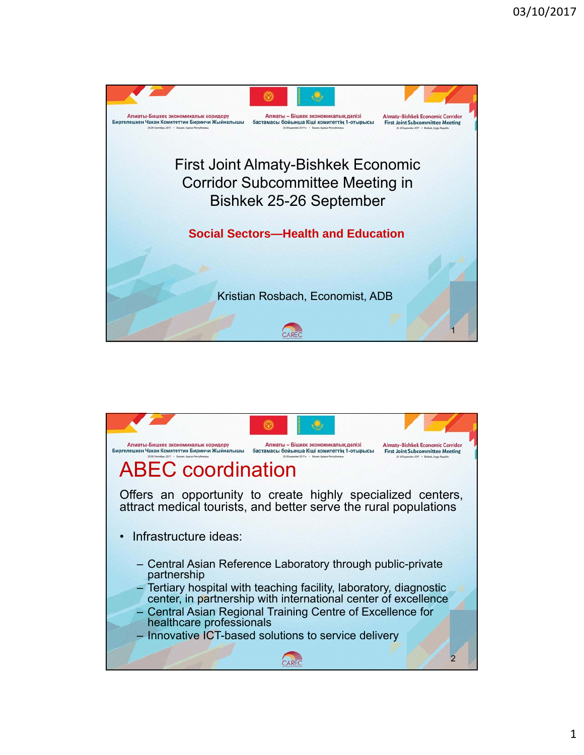# First Joint Almaty-Bishkek Economic Corridor Subcommittee Meeting in Bishkek 25-26 September

**Social Sectors—Health and Education**

Kristian Rosbach, Economist, ADB

## ABEC coordination

Offers an opportunity to create highly specialized centers, attract medical tourists, and better serve the rural populations

- Infrastructure ideas:
  - Central Asian Reference Laboratory through public-private partnership
  - Tertiary hospital with teaching facility, laboratory, diagnostic center, in partnership with international center of excellence
  - Central Asian Regional Training Centre of Excellence for healthcare professionals
  - Innovative ICT-based solutions to service delivery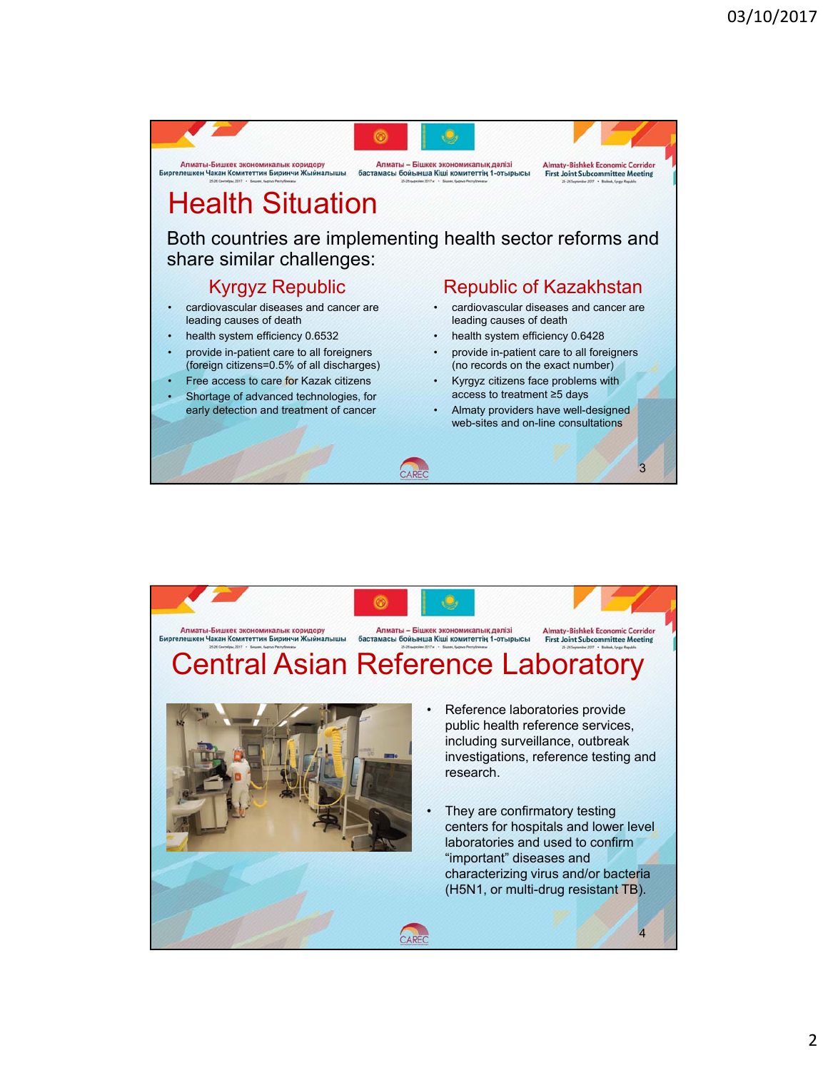# Health Situation

Both countries are implementing health sector reforms and share similar challenges:

## Kyrgyz Republic

- cardiovascular diseases and cancer are leading causes of death
- health system efficiency 0.6532
- provide in-patient care to all foreigners (foreign citizens=0.5% of all discharges)
- Free access to care for Kazak citizens
- Shortage of advanced technologies, for early detection and treatment of cancer

## Republic of Kazakhstan

- cardiovascular diseases and cancer are leading causes of death
- health system efficiency 0.6428
- provide in-patient care to all foreigners (no records on the exact number)
- Kyrgyz citizens face problems with access to treatment ≥5 days
- Almaty providers have well-designed web-sites and on-line consultations

# Central Asian Reference Laboratory

- Reference laboratories provide public health reference services, including surveillance, outbreak investigations, reference testing and research.
- They are confirmatory testing centers for hospitals and lower level laboratories and used to confirm “important” diseases and characterizing virus and/or bacteria (H5N1, or multi-drug resistant TB).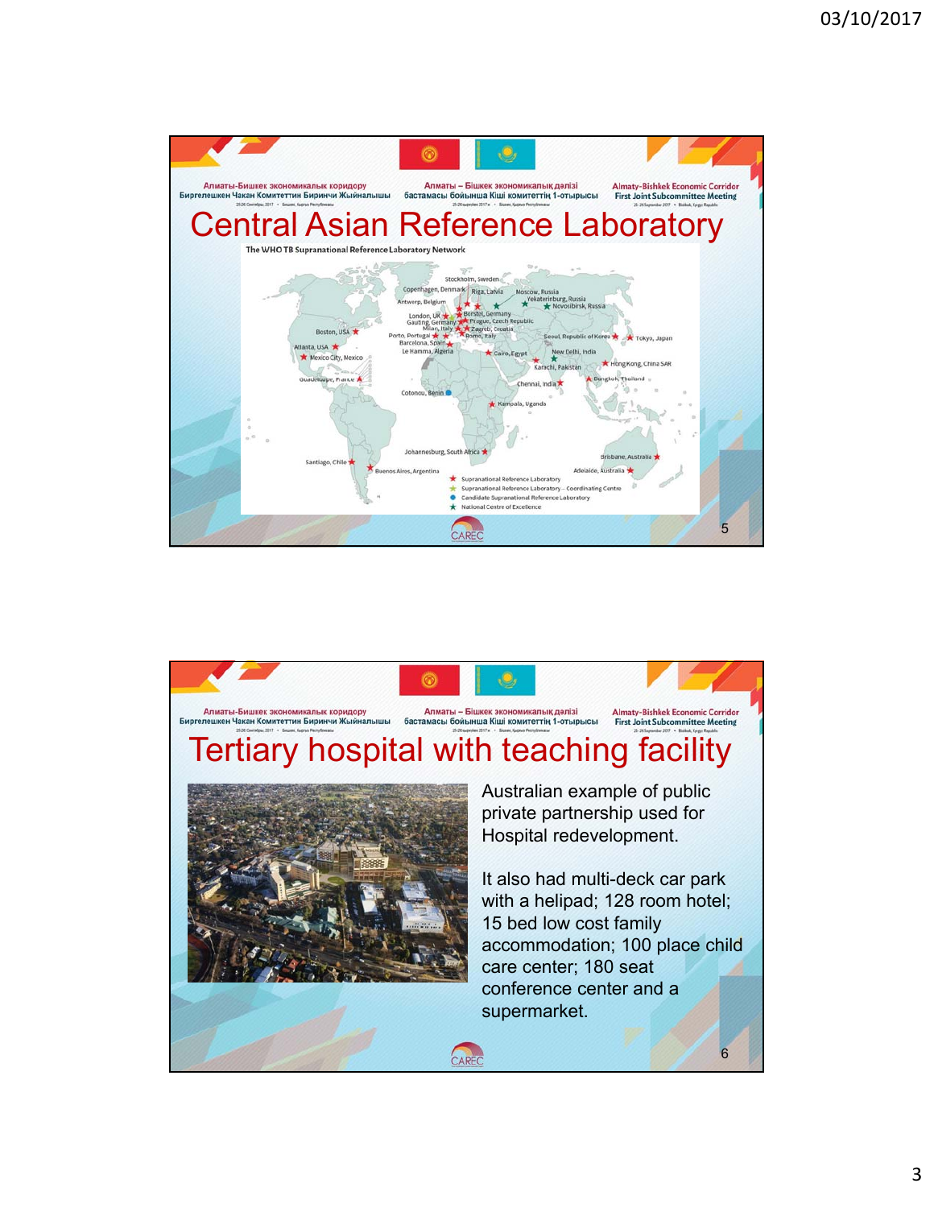# Central Asian Reference Laboratory

The WHO TB Supranational Reference Laboratory Network

# Tertiary hospital with teaching facility

Australian example of public private partnership used for Hospital redevelopment.

It also had multi-deck car park with a helipad; 128 room hotel; 15 bed low cost family accommodation; 100 place child care center; 180 seat conference center and a supermarket.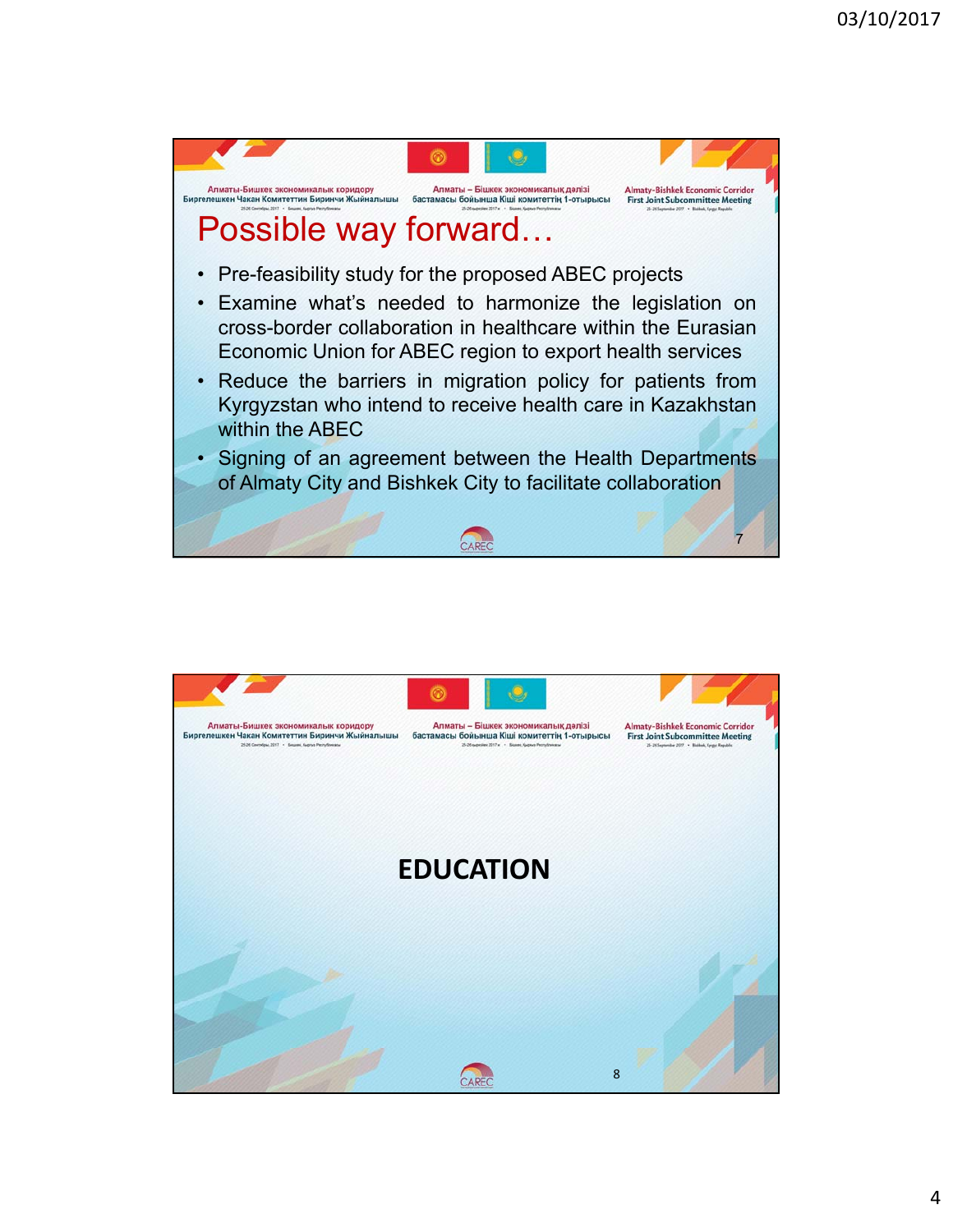# Possible way forward…

- Pre-feasibility study for the proposed ABEC projects
- Examine what's needed to harmonize the legislation on cross-border collaboration in healthcare within the Eurasian Economic Union for ABEC region to export health services
- Reduce the barriers in migration policy for patients from Kyrgyzstan who intend to receive health care in Kazakhstan within the ABEC
- Signing of an agreement between the Health Departments of Almaty City and Bishkek City to facilitate collaboration

# EDUCATION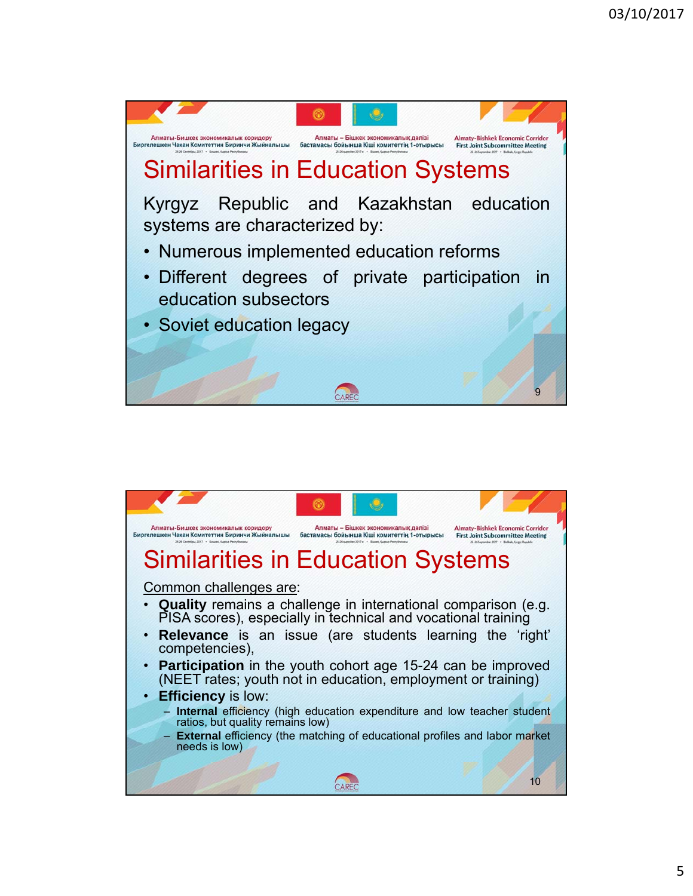# Similarities in Education Systems

Kyrgyz Republic and Kazakhstan education systems are characterized by:

- Numerous implemented education reforms
- Different degrees of private participation in education subsectors
- Soviet education legacy

# Similarities in Education Systems

Common challenges are:

- **Quality** remains a challenge in international comparison (e.g. PISA scores), especially in technical and vocational training
- **Relevance** is an issue (are students learning the 'right' competencies),
- **Participation** in the youth cohort age 15-24 can be improved (NEET rates; youth not in education, employment or training)
- **Efficiency** is low:
  - **Internal** efficiency (high education expenditure and low teacher student ratios, but quality remains low)
  - **External** efficiency (the matching of educational profiles and labor market needs is low)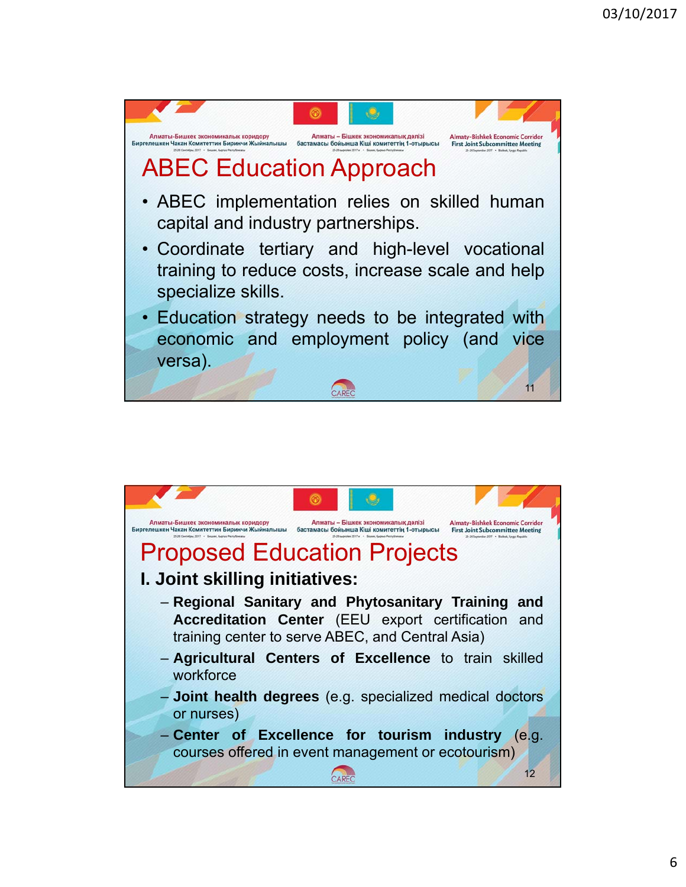# ABEC Education Approach

- ABEC implementation relies on skilled human capital and industry partnerships.
- Coordinate tertiary and high-level vocational training to reduce costs, increase scale and help specialize skills.
- Education strategy needs to be integrated with economic and employment policy (and vice versa).

# Proposed Education Projects

**I. Joint skilling initiatives:**

- **Regional Sanitary and Phytosanitary Training and Accreditation Center** (EEU export certification and training center to serve ABEC, and Central Asia)
- **Agricultural Centers of Excellence** to train skilled workforce
- **Joint health degrees** (e.g. specialized medical doctors or nurses)
- **Center of Excellence for tourism industry** (e.g. courses offered in event management or ecotourism)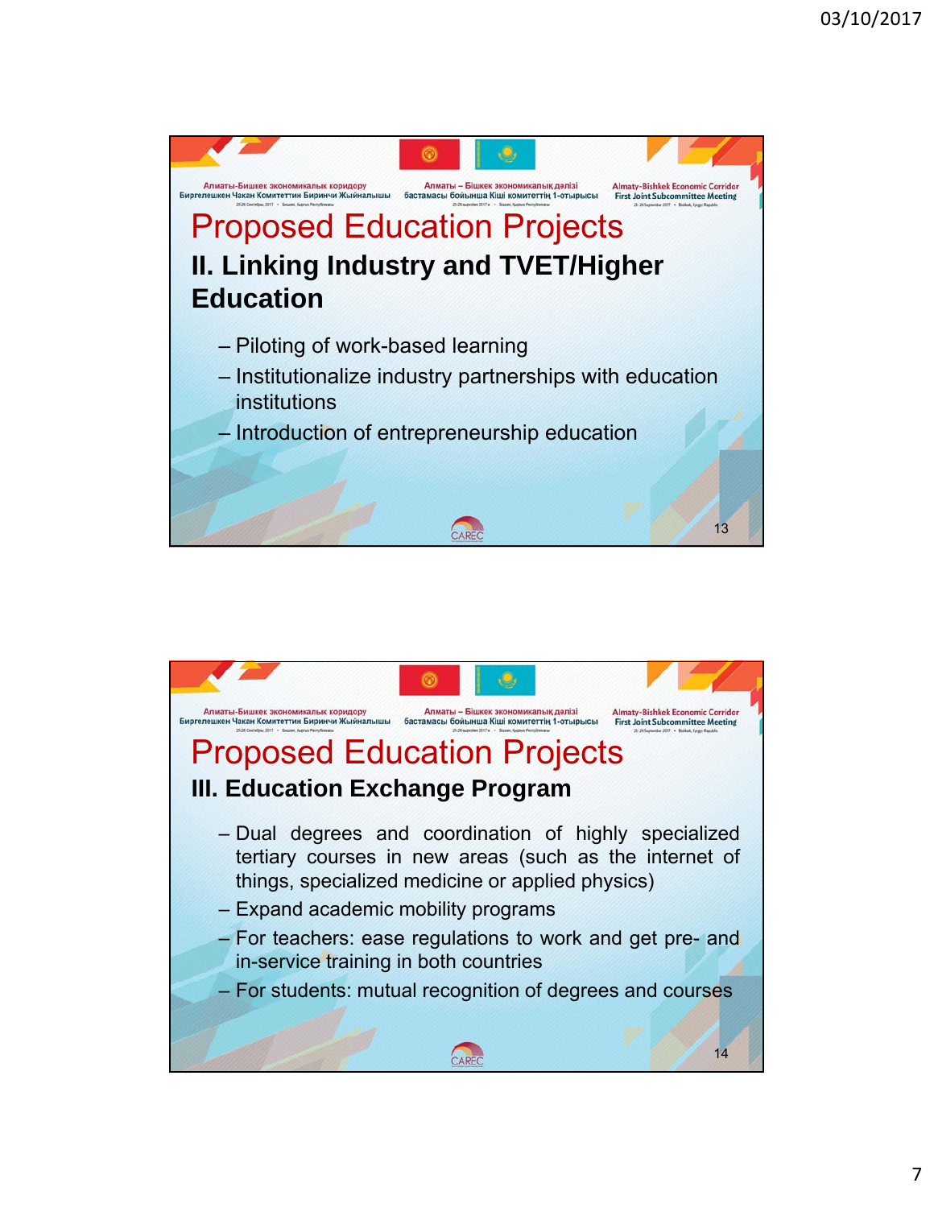Алматы-Бишкек экономикалык коридору Биргелешкен Чакан Комитеттин Биринчи Жыйналышы | Алматы – Бішкек экономикалық дәлізі бастамасы бойынша Кіші комитеттің 1-отырысы | Almaty-Bishkek Economic Corridor First Joint Subcommittee Meeting

# Proposed Education Projects

## II. Linking Industry and TVET/Higher Education

- Piloting of work-based learning
- Institutionalize industry partnerships with education institutions
- Introduction of entrepreneurship education

CAREC

13

Алматы-Бишкек экономикалык коридору Биргелешкен Чакан Комитеттин Биринчи Жыйналышы | Алматы – Бішкек экономикалық дәлізі бастамасы бойынша Кіші комитеттің 1-отырысы | Almaty-Bishkek Economic Corridor First Joint Subcommittee Meeting

# Proposed Education Projects

## III. Education Exchange Program

- Dual degrees and coordination of highly specialized tertiary courses in new areas (such as the internet of things, specialized medicine or applied physics)
- Expand academic mobility programs
- For teachers: ease regulations to work and get pre- and in-service training in both countries
- For students: mutual recognition of degrees and courses

CAREC

14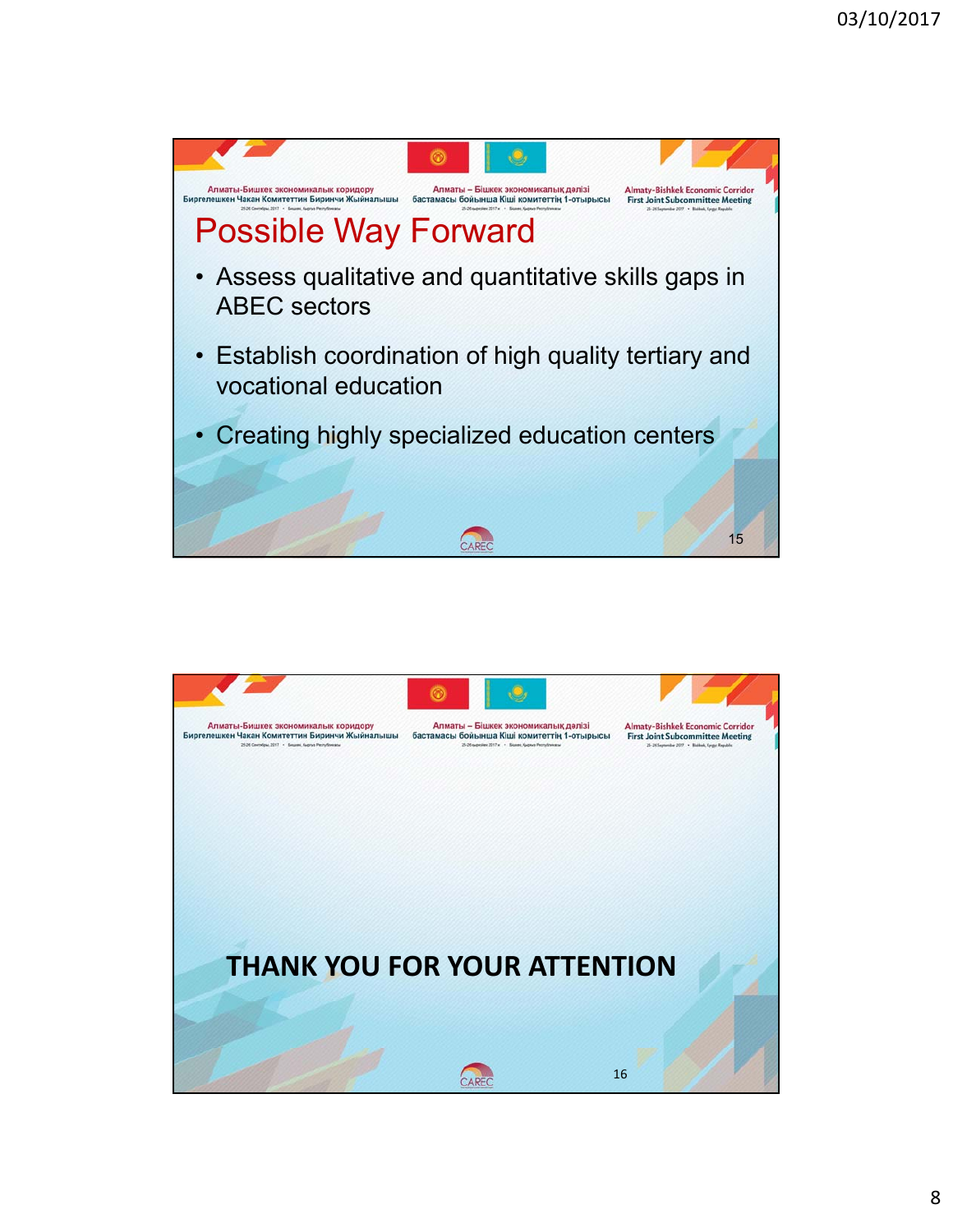## Possible Way Forward

- Assess qualitative and quantitative skills gaps in ABEC sectors
- Establish coordination of high quality tertiary and vocational education
- Creating highly specialized education centers

**THANK YOU FOR YOUR ATTENTION**